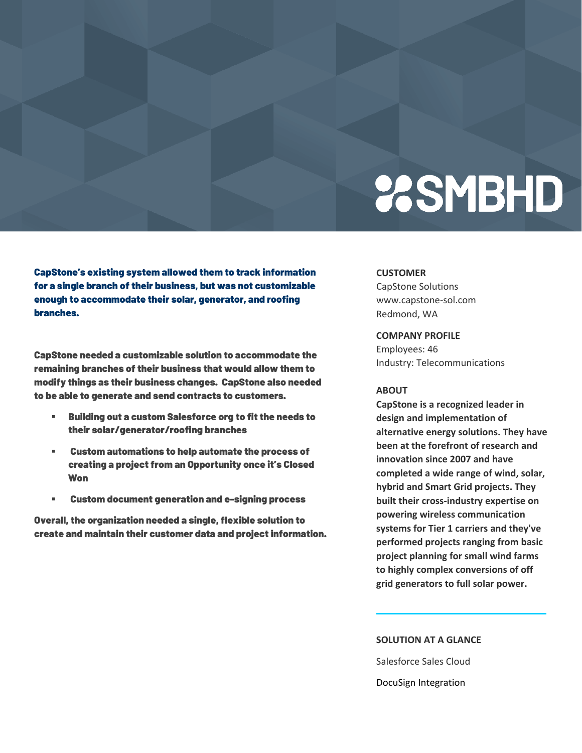# SMBHD

**CapStone's existing system allowed them to track information for a single branch of their business, but was not customizable enough to accommodate their solar, generator, and roofing branches.**

**CapStone needed a customizable solution to accommodate the remaining branches of their business that would allow them to modify things as their business changes. CapStone also needed to be able to generate and send contracts to customers.**

- **Building out a custom Salesforce org to fit the needs to their solar/generator/roofing branches**
- **Custom automations to help automate the process of creating a project from an Opportunity once it's Closed Won**
- **Custom document generation and e-signing process**

**Overall, the organization needed a single, flexible solution to create and maintain their customer data and project information.**

**CUSTOMER**

CapStone Solutions
www.capstone-sol.com
Redmond, WA

**COMPANY PROFILE**

Employees: 46
Industry: Telecommunications

**ABOUT**

**CapStone is a recognized leader in design and implementation of alternative energy solutions. They have been at the forefront of research and innovation since 2007 and have completed a wide range of wind, solar, hybrid and Smart Grid projects. They built their cross-industry expertise on powering wireless communication systems for Tier 1 carriers and they've performed projects ranging from basic project planning for small wind farms to highly complex conversions of off grid generators to full solar power.**

**SOLUTION AT A GLANCE**

Salesforce Sales Cloud

DocuSign Integration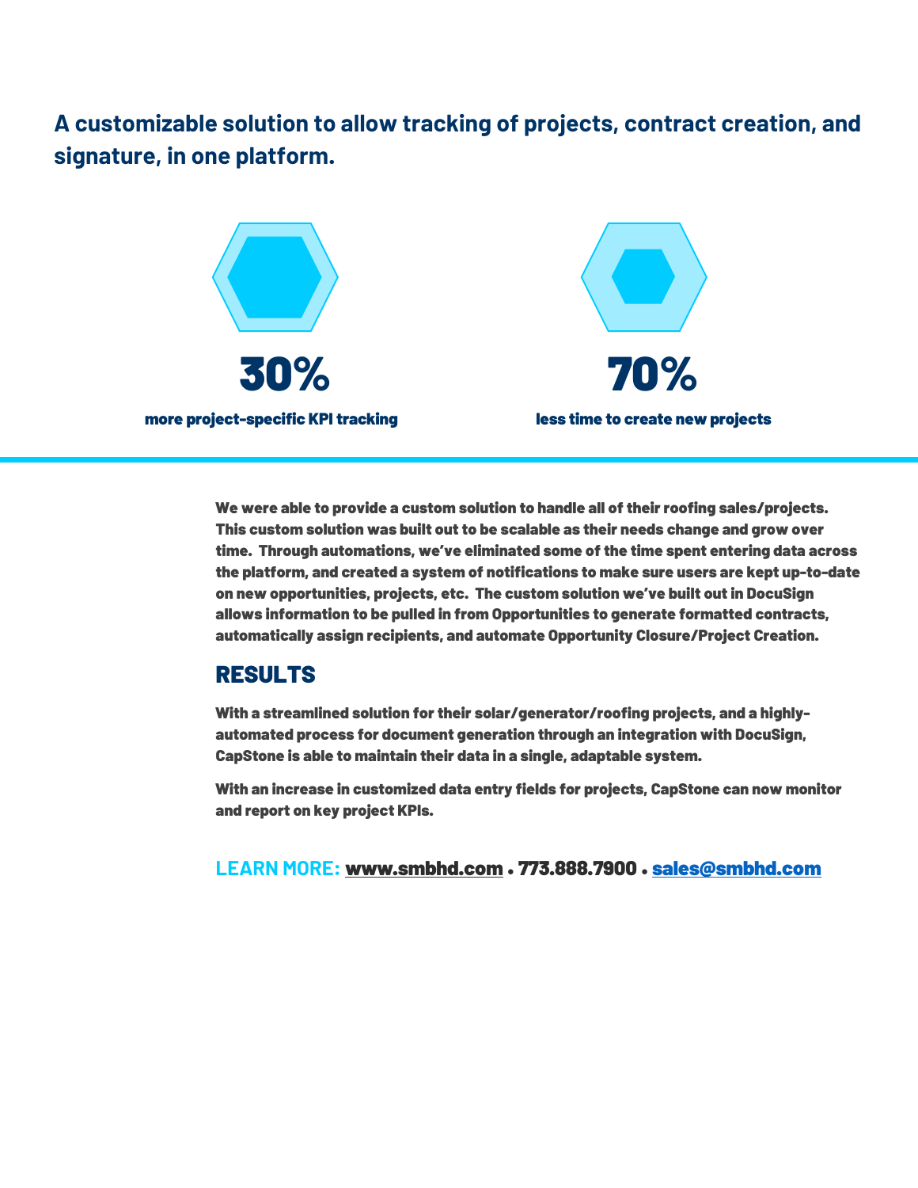**A customizable solution to allow tracking of projects, contract creation, and signature, in one platform.**

**30%**

**more project-specific KPI tracking**

**70%**

**less time to create new projects**

We were able to provide a custom solution to handle all of their roofing sales/projects. This custom solution was built out to be scalable as their needs change and grow over time. Through automations, we've eliminated some of the time spent entering data across the platform, and created a system of notifications to make sure users are kept up-to-date on new opportunities, projects, etc. The custom solution we've built out in DocuSign allows information to be pulled in from Opportunities to generate formatted contracts, automatically assign recipients, and automate Opportunity Closure/Project Creation.

## RESULTS

With a streamlined solution for their solar/generator/roofing projects, and a highly-automated process for document generation through an integration with DocuSign, CapStone is able to maintain their data in a single, adaptable system.

With an increase in customized data entry fields for projects, CapStone can now monitor and report on key project KPIs.

**LEARN MORE:** www.smbhd.com • 773.888.7900 • sales@smbhd.com